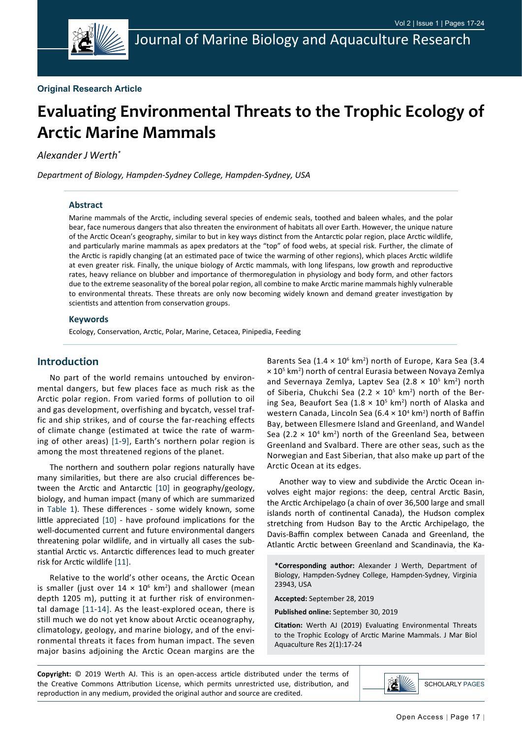**Original Research Article**

# Evaluating Environmental Threats to the Trophic Ecology of Arctic Marine Mammals

*Alexander J Werth**

*Department of Biology, Hampden-Sydney College, Hampden-Sydney, USA*

## Abstract

Marine mammals of the Arctic, including several species of endemic seals, toothed and baleen whales, and the polar bear, face numerous dangers that also threaten the environment of habitats all over Earth. However, the unique nature of the Arctic Ocean's geography, similar to but in key ways distinct from the Antarctic polar region, place Arctic wildlife, and particularly marine mammals as apex predators at the "top" of food webs, at special risk. Further, the climate of the Arctic is rapidly changing (at an estimated pace of twice the warming of other regions), which places Arctic wildlife at even greater risk. Finally, the unique biology of Arctic mammals, with long lifespans, low growth and reproductive rates, heavy reliance on blubber and importance of thermoregulation in physiology and body form, and other factors due to the extreme seasonality of the boreal polar region, all combine to make Arctic marine mammals highly vulnerable to environmental threats. These threats are only now becoming widely known and demand greater investigation by scientists and attention from conservation groups.

## Keywords

Ecology, Conservation, Arctic, Polar, Marine, Cetacea, Pinipedia, Feeding

## Introduction

No part of the world remains untouched by environmental dangers, but few places face as much risk as the Arctic polar region. From varied forms of pollution to oil and gas development, overfishing and bycatch, vessel traffic and ship strikes, and of course the far-reaching effects of climate change (estimated at twice the rate of warming of other areas) [1-9], Earth's northern polar region is among the most threatened regions of the planet.

The northern and southern polar regions naturally have many similarities, but there are also crucial differences between the Arctic and Antarctic [10] in geography/geology, biology, and human impact (many of which are summarized in Table 1). These differences - some widely known, some little appreciated [10] - have profound implications for the well-documented current and future environmental dangers threatening polar wildlife, and in virtually all cases the substantial Arctic vs. Antarctic differences lead to much greater risk for Arctic wildlife [11].

Relative to the world's other oceans, the Arctic Ocean is smaller (just over $14 \times 10^6$ km$^2$) and shallower (mean depth 1205 m), putting it at further risk of environmental damage [11-14]. As the least-explored ocean, there is still much we do not yet know about Arctic oceanography, climatology, geology, and marine biology, and of the environmental threats it faces from human impact. The seven major basins adjoining the Arctic Ocean margins are the Barents Sea ($1.4 \times 10^6$ km$^2$) north of Europe, Kara Sea ($3.4 \times 10^5$ km$^2$) north of central Eurasia between Novaya Zemlya and Severnaya Zemlya, Laptev Sea ($2.8 \times 10^5$ km$^2$) north of Siberia, Chukchi Sea ($2.2 \times 10^5$ km$^2$) north of the Bering Sea, Beaufort Sea ($1.8 \times 10^5$ km$^2$) north of Alaska and western Canada, Lincoln Sea ($6.4 \times 10^4$ km$^2$) north of Baffin Bay, between Ellesmere Island and Greenland, and Wandel Sea ($2.2 \times 10^4$ km$^2$) north of the Greenland Sea, between Greenland and Svalbard. There are other seas, such as the Norwegian and East Siberian, that also make up part of the Arctic Ocean at its edges.

Another way to view and subdivide the Arctic Ocean involves eight major regions: the deep, central Arctic Basin, the Arctic Archipelago (a chain of over 36,500 large and small islands north of continental Canada), the Hudson complex stretching from Hudson Bay to the Arctic Archipelago, the Davis-Baffin complex between Canada and Greenland, the Atlantic Arctic between Greenland and Scandinavia, the Ka-

**\*Corresponding author:** Alexander J Werth, Department of Biology, Hampden-Sydney College, Hampden-Sydney, Virginia 23943, USA

**Accepted:** September 28, 2019

**Published online:** September 30, 2019

**Citation:** Werth AJ (2019) Evaluating Environmental Threats to the Trophic Ecology of Arctic Marine Mammals. J Mar Biol Aquaculture Res 2(1):17-24

**Copyright:** © 2019 Werth AJ. This is an open-access article distributed under the terms of the Creative Commons Attribution License, which permits unrestricted use, distribution, and reproduction in any medium, provided the original author and source are credited.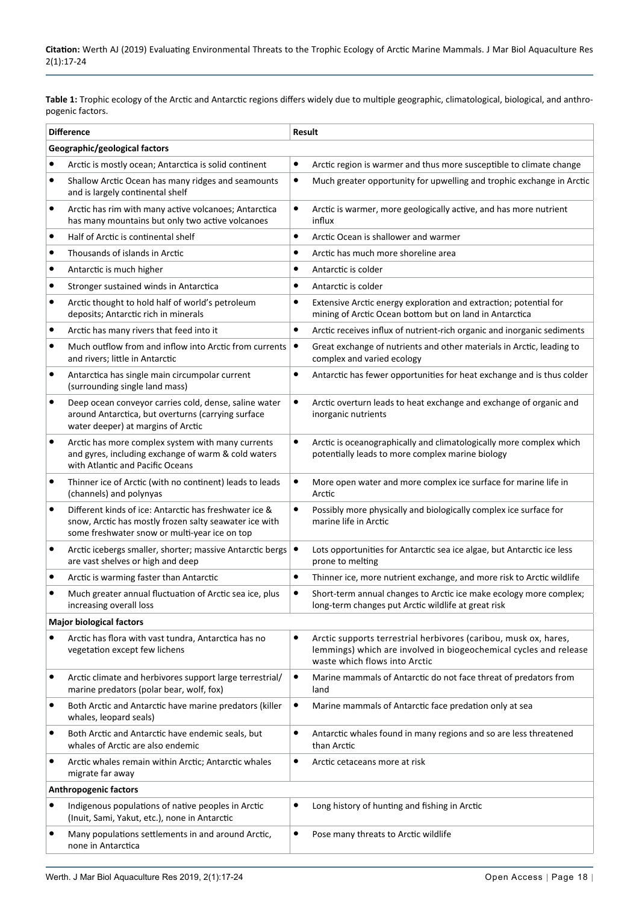**Table 1:** Trophic ecology of the Arctic and Antarctic regions differs widely due to multiple geographic, climatological, biological, and anthropogenic factors.

| Difference | Result |
|---|---|
| **Geographic/geological factors** | |
| • Arctic is mostly ocean; Antarctica is solid continent | • Arctic region is warmer and thus more susceptible to climate change |
| • Shallow Arctic Ocean has many ridges and seamounts and is largely continental shelf | • Much greater opportunity for upwelling and trophic exchange in Arctic |
| • Arctic has rim with many active volcanoes; Antarctica has many mountains but only two active volcanoes | • Arctic is warmer, more geologically active, and has more nutrient influx |
| • Half of Arctic is continental shelf | • Arctic Ocean is shallower and warmer |
| • Thousands of islands in Arctic | • Arctic has much more shoreline area |
| • Antarctic is much higher | • Antarctic is colder |
| • Stronger sustained winds in Antarctica | • Antarctic is colder |
| • Arctic thought to hold half of world's petroleum deposits; Antarctic rich in minerals | • Extensive Arctic energy exploration and extraction; potential for mining of Arctic Ocean bottom but on land in Antarctica |
| • Arctic has many rivers that feed into it | • Arctic receives influx of nutrient-rich organic and inorganic sediments |
| • Much outflow from and inflow into Arctic from currents and rivers; little in Antarctic | • Great exchange of nutrients and other materials in Arctic, leading to complex and varied ecology |
| • Antarctica has single main circumpolar current (surrounding single land mass) | • Antarctic has fewer opportunities for heat exchange and is thus colder |
| • Deep ocean conveyor carries cold, dense, saline water around Antarctica, but overturns (carrying surface water deeper) at margins of Arctic | • Arctic overturn leads to heat exchange and exchange of organic and inorganic nutrients |
| • Arctic has more complex system with many currents and gyres, including exchange of warm & cold waters with Atlantic and Pacific Oceans | • Arctic is oceanographically and climatologically more complex which potentially leads to more complex marine biology |
| • Thinner ice of Arctic (with no continent) leads to leads (channels) and polynyas | • More open water and more complex ice surface for marine life in Arctic |
| • Different kinds of ice: Antarctic has freshwater ice & snow, Arctic has mostly frozen salty seawater ice with some freshwater snow or multi-year ice on top | • Possibly more physically and biologically complex ice surface for marine life in Arctic |
| • Arctic icebergs smaller, shorter; massive Antarctic bergs are vast shelves or high and deep | • Lots opportunities for Antarctic sea ice algae, but Antarctic ice less prone to melting |
| • Arctic is warming faster than Antarctic | • Thinner ice, more nutrient exchange, and more risk to Arctic wildlife |
| • Much greater annual fluctuation of Arctic sea ice, plus increasing overall loss | • Short-term annual changes to Arctic ice make ecology more complex; long-term changes put Arctic wildlife at great risk |
| **Major biological factors** | |
| • Arctic has flora with vast tundra, Antarctica has no vegetation except few lichens | • Arctic supports terrestrial herbivores (caribou, musk ox, hares, lemmings) which are involved in biogeochemical cycles and release waste which flows into Arctic |
| • Arctic climate and herbivores support large terrestrial/marine predators (polar bear, wolf, fox) | • Marine mammals of Antarctic do not face threat of predators from land |
| • Both Arctic and Antarctic have marine predators (killer whales, leopard seals) | • Marine mammals of Antarctic face predation only at sea |
| • Both Arctic and Antarctic have endemic seals, but whales of Arctic are also endemic | • Antarctic whales found in many regions and so are less threatened than Arctic |
| • Arctic whales remain within Arctic; Antarctic whales migrate far away | • Arctic cetaceans more at risk |
| **Anthropogenic factors** | |
| • Indigenous populations of native peoples in Arctic (Inuit, Sami, Yakut, etc.), none in Antarctic | • Long history of hunting and fishing in Arctic |
| • Many populations settlements in and around Arctic, none in Antarctica | • Pose many threats to Arctic wildlife |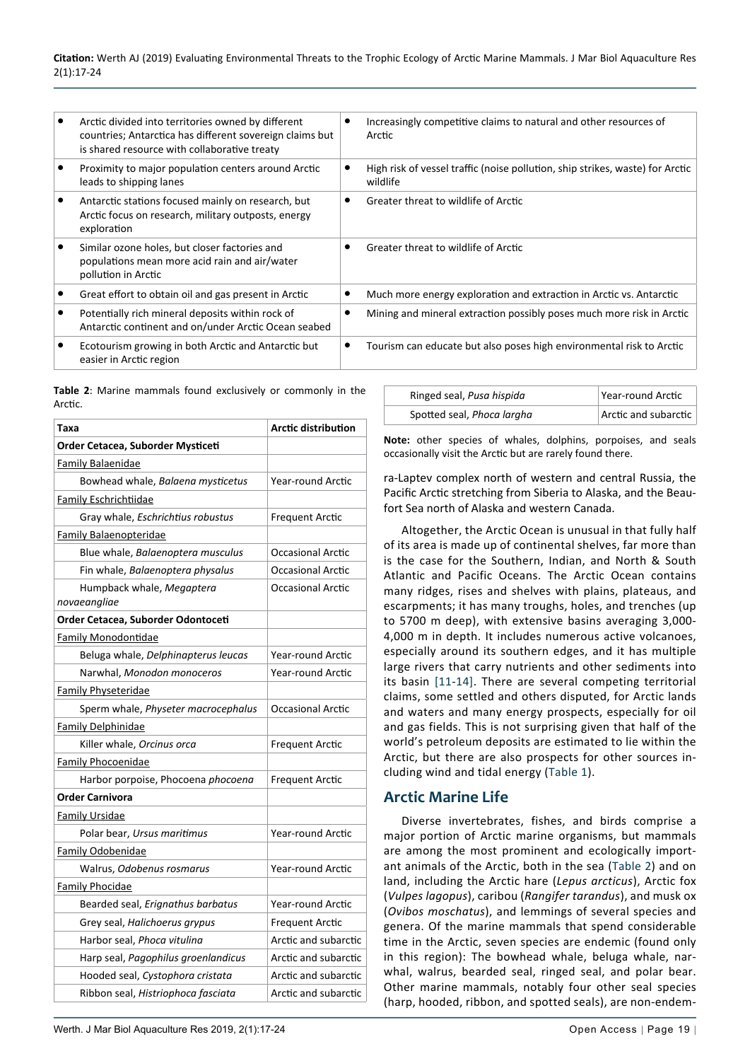| | |
|---|---|
| • Arctic divided into territories owned by different countries; Antarctica has different sovereign claims but is shared resource with collaborative treaty | • Increasingly competitive claims to natural and other resources of Arctic |
| • Proximity to major population centers around Arctic leads to shipping lanes | • High risk of vessel traffic (noise pollution, ship strikes, waste) for Arctic wildlife |
| • Antarctic stations focused mainly on research, but Arctic focus on research, military outposts, energy exploration | • Greater threat to wildlife of Arctic |
| • Similar ozone holes, but closer factories and populations mean more acid rain and air/water pollution in Arctic | • Greater threat to wildlife of Arctic |
| • Great effort to obtain oil and gas present in Arctic | • Much more energy exploration and extraction in Arctic vs. Antarctic |
| • Potentially rich mineral deposits within rock of Antarctic continent and on/under Arctic Ocean seabed | • Mining and mineral extraction possibly poses much more risk in Arctic |
| • Ecotourism growing in both Arctic and Antarctic but easier in Arctic region | • Tourism can educate but also poses high environmental risk to Arctic |

**Table 2**: Marine mammals found exclusively or commonly in the Arctic.

| Taxa | Arctic distribution |
|---|---|
| **Order Cetacea, Suborder Mysticeti** | |
| Family Balaenidae | |
| Bowhead whale, *Balaena mysticetus* | Year-round Arctic |
| Family Eschrichtiidae | |
| Gray whale, *Eschrichtius robustus* | Frequent Arctic |
| Family Balaenopteridae | |
| Blue whale, *Balaenoptera musculus* | Occasional Arctic |
| Fin whale, *Balaenoptera physalus* | Occasional Arctic |
| Humpback whale, *Megaptera novaeangliae* | Occasional Arctic |
| **Order Cetacea, Suborder Odontoceti** | |
| Family Monodontidae | |
| Beluga whale, *Delphinapterus leucas* | Year-round Arctic |
| Narwhal, *Monodon monoceros* | Year-round Arctic |
| Family Physeteridae | |
| Sperm whale, *Physeter macrocephalus* | Occasional Arctic |
| Family Delphinidae | |
| Killer whale, *Orcinus orca* | Frequent Arctic |
| Family Phocoenidae | |
| Harbor porpoise, Phocoena *phocoena* | Frequent Arctic |
| **Order Carnivora** | |
| Family Ursidae | |
| Polar bear, *Ursus maritimus* | Year-round Arctic |
| Family Odobenidae | |
| Walrus, *Odobenus rosmarus* | Year-round Arctic |
| Family Phocidae | |
| Bearded seal, *Erignathus barbatus* | Year-round Arctic |
| Grey seal, *Halichoerus grypus* | Frequent Arctic |
| Harbor seal, *Phoca vitulina* | Arctic and subarctic |
| Harp seal, *Pagophilus groenlandicus* | Arctic and subarctic |
| Hooded seal, *Cystophora cristata* | Arctic and subarctic |
| Ribbon seal, *Histriophoca fasciata* | Arctic and subarctic |
| Ringed seal, *Pusa hispida* | Year-round Arctic |
| Spotted seal, *Phoca largha* | Arctic and subarctic |

**Note:** other species of whales, dolphins, porpoises, and seals occasionally visit the Arctic but are rarely found there.

ra-Laptev complex north of western and central Russia, the Pacific Arctic stretching from Siberia to Alaska, and the Beaufort Sea north of Alaska and western Canada.

Altogether, the Arctic Ocean is unusual in that fully half of its area is made up of continental shelves, far more than is the case for the Southern, Indian, and North & South Atlantic and Pacific Oceans. The Arctic Ocean contains many ridges, rises and shelves with plains, plateaus, and escarpments; it has many troughs, holes, and trenches (up to 5700 m deep), with extensive basins averaging 3,000-4,000 m in depth. It includes numerous active volcanoes, especially around its southern edges, and it has multiple large rivers that carry nutrients and other sediments into its basin [11-14]. There are several competing territorial claims, some settled and others disputed, for Arctic lands and waters and many energy prospects, especially for oil and gas fields. This is not surprising given that half of the world's petroleum deposits are estimated to lie within the Arctic, but there are also prospects for other sources including wind and tidal energy (Table 1).

## Arctic Marine Life

Diverse invertebrates, fishes, and birds comprise a major portion of Arctic marine organisms, but mammals are among the most prominent and ecologically important animals of the Arctic, both in the sea (Table 2) and on land, including the Arctic hare (*Lepus arcticus*), Arctic fox (*Vulpes lagopus*), caribou (*Rangifer tarandus*), and musk ox (*Ovibos moschatus*), and lemmings of several species and genera. Of the marine mammals that spend considerable time in the Arctic, seven species are endemic (found only in this region): The bowhead whale, beluga whale, narwhal, walrus, bearded seal, ringed seal, and polar bear. Other marine mammals, notably four other seal species (harp, hooded, ribbon, and spotted seals), are non-endem-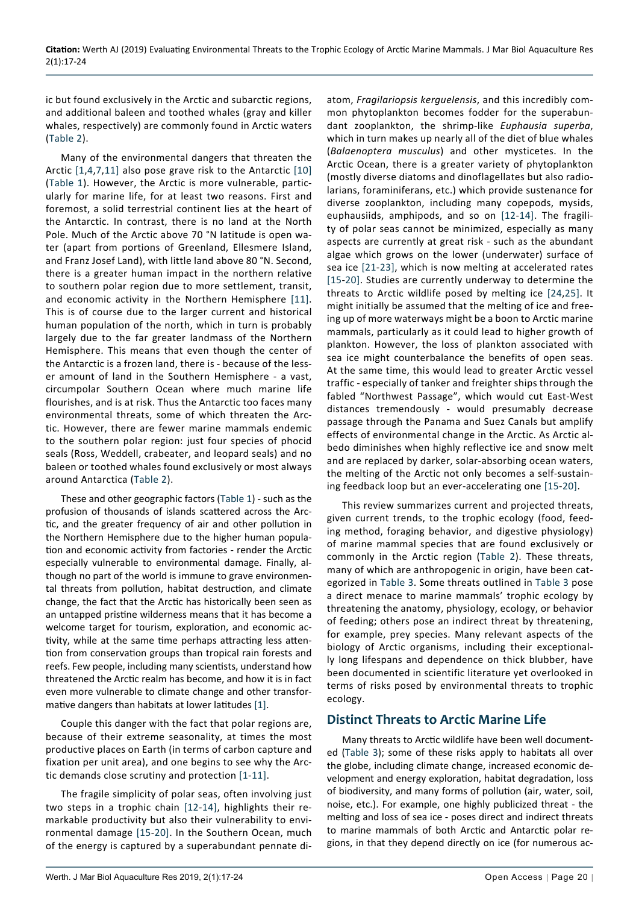ic but found exclusively in the Arctic and subarctic regions, and additional baleen and toothed whales (gray and killer whales, respectively) are commonly found in Arctic waters (Table 2).

Many of the environmental dangers that threaten the Arctic [1,4,7,11] also pose grave risk to the Antarctic [10] (Table 1). However, the Arctic is more vulnerable, particularly for marine life, for at least two reasons. First and foremost, a solid terrestrial continent lies at the heart of the Antarctic. In contrast, there is no land at the North Pole. Much of the Arctic above 70 °N latitude is open water (apart from portions of Greenland, Ellesmere Island, and Franz Josef Land), with little land above 80 °N. Second, there is a greater human impact in the northern relative to southern polar region due to more settlement, transit, and economic activity in the Northern Hemisphere [11]. This is of course due to the larger current and historical human population of the north, which in turn is probably largely due to the far greater landmass of the Northern Hemisphere. This means that even though the center of the Antarctic is a frozen land, there is - because of the lesser amount of land in the Southern Hemisphere - a vast, circumpolar Southern Ocean where much marine life flourishes, and is at risk. Thus the Antarctic too faces many environmental threats, some of which threaten the Arctic. However, there are fewer marine mammals endemic to the southern polar region: just four species of phocid seals (Ross, Weddell, crabeater, and leopard seals) and no baleen or toothed whales found exclusively or most always around Antarctica (Table 2).

These and other geographic factors (Table 1) - such as the profusion of thousands of islands scattered across the Arctic, and the greater frequency of air and other pollution in the Northern Hemisphere due to the higher human population and economic activity from factories - render the Arctic especially vulnerable to environmental damage. Finally, although no part of the world is immune to grave environmental threats from pollution, habitat destruction, and climate change, the fact that the Arctic has historically been seen as an untapped pristine wilderness means that it has become a welcome target for tourism, exploration, and economic activity, while at the same time perhaps attracting less attention from conservation groups than tropical rain forests and reefs. Few people, including many scientists, understand how threatened the Arctic realm has become, and how it is in fact even more vulnerable to climate change and other transformative dangers than habitats at lower latitudes [1].

Couple this danger with the fact that polar regions are, because of their extreme seasonality, at times the most productive places on Earth (in terms of carbon capture and fixation per unit area), and one begins to see why the Arctic demands close scrutiny and protection [1-11].

The fragile simplicity of polar seas, often involving just two steps in a trophic chain [12-14], highlights their remarkable productivity but also their vulnerability to environmental damage [15-20]. In the Southern Ocean, much of the energy is captured by a superabundant pennate diatom, *Fragilariopsis kerguelensis*, and this incredibly common phytoplankton becomes fodder for the superabundant zooplankton, the shrimp-like *Euphausia superba*, which in turn makes up nearly all of the diet of blue whales (*Balaenoptera musculus*) and other mysticetes. In the Arctic Ocean, there is a greater variety of phytoplankton (mostly diverse diatoms and dinoflagellates but also radiolarians, foraminiferans, etc.) which provide sustenance for diverse zooplankton, including many copepods, mysids, euphausiids, amphipods, and so on [12-14]. The fragility of polar seas cannot be minimized, especially as many aspects are currently at great risk - such as the abundant algae which grows on the lower (underwater) surface of sea ice [21-23], which is now melting at accelerated rates [15-20]. Studies are currently underway to determine the threats to Arctic wildlife posed by melting ice [24,25]. It might initially be assumed that the melting of ice and freeing up of more waterways might be a boon to Arctic marine mammals, particularly as it could lead to higher growth of plankton. However, the loss of plankton associated with sea ice might counterbalance the benefits of open seas. At the same time, this would lead to greater Arctic vessel traffic - especially of tanker and freighter ships through the fabled "Northwest Passage", which would cut East-West distances tremendously - would presumably decrease passage through the Panama and Suez Canals but amplify effects of environmental change in the Arctic. As Arctic albedo diminishes when highly reflective ice and snow melt and are replaced by darker, solar-absorbing ocean waters, the melting of the Arctic not only becomes a self-sustaining feedback loop but an ever-accelerating one [15-20].

This review summarizes current and projected threats, given current trends, to the trophic ecology (food, feeding method, foraging behavior, and digestive physiology) of marine mammal species that are found exclusively or commonly in the Arctic region (Table 2). These threats, many of which are anthropogenic in origin, have been categorized in Table 3. Some threats outlined in Table 3 pose a direct menace to marine mammals' trophic ecology by threatening the anatomy, physiology, ecology, or behavior of feeding; others pose an indirect threat by threatening, for example, prey species. Many relevant aspects of the biology of Arctic organisms, including their exceptionally long lifespans and dependence on thick blubber, have been documented in scientific literature yet overlooked in terms of risks posed by environmental threats to trophic ecology.

## Distinct Threats to Arctic Marine Life

Many threats to Arctic wildlife have been well documented (Table 3); some of these risks apply to habitats all over the globe, including climate change, increased economic development and energy exploration, habitat degradation, loss of biodiversity, and many forms of pollution (air, water, soil, noise, etc.). For example, one highly publicized threat - the melting and loss of sea ice - poses direct and indirect threats to marine mammals of both Arctic and Antarctic polar regions, in that they depend directly on ice (for numerous ac-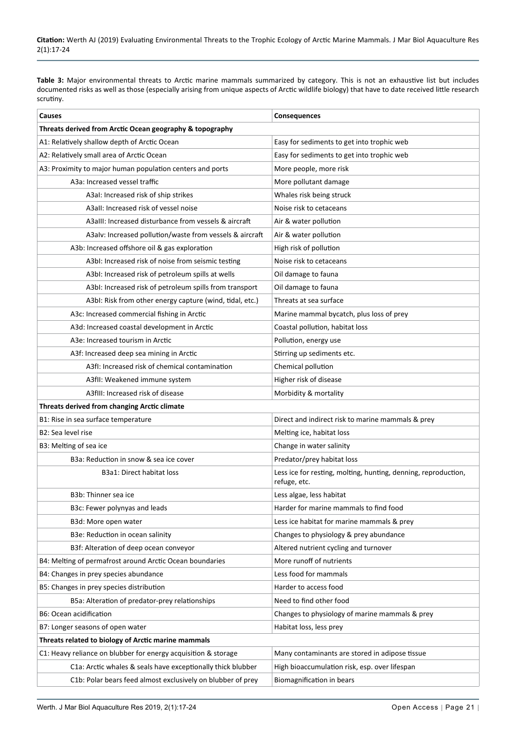**Table 3:** Major environmental threats to Arctic marine mammals summarized by category. This is not an exhaustive list but includes documented risks as well as those (especially arising from unique aspects of Arctic wildlife biology) that have to date received little research scrutiny.

| Causes | Consequences |
|---|---|
| **Threats derived from Arctic Ocean geography & topography** | |
| A1: Relatively shallow depth of Arctic Ocean | Easy for sediments to get into trophic web |
| A2: Relatively small area of Arctic Ocean | Easy for sediments to get into trophic web |
| A3: Proximity to major human population centers and ports | More people, more risk |
| A3a: Increased vessel traffic | More pollutant damage |
| A3aI: Increased risk of ship strikes | Whales risk being struck |
| A3aII: Increased risk of vessel noise | Noise risk to cetaceans |
| A3aIII: Increased disturbance from vessels & aircraft | Air & water pollution |
| A3aIv: Increased pollution/waste from vessels & aircraft | Air & water pollution |
| A3b: Increased offshore oil & gas exploration | High risk of pollution |
| A3bI: Increased risk of noise from seismic testing | Noise risk to cetaceans |
| A3bI: Increased risk of petroleum spills at wells | Oil damage to fauna |
| A3bI: Increased risk of petroleum spills from transport | Oil damage to fauna |
| A3bI: Risk from other energy capture (wind, tidal, etc.) | Threats at sea surface |
| A3c: Increased commercial fishing in Arctic | Marine mammal bycatch, plus loss of prey |
| A3d: Increased coastal development in Arctic | Coastal pollution, habitat loss |
| A3e: Increased tourism in Arctic | Pollution, energy use |
| A3f: Increased deep sea mining in Arctic | Stirring up sediments etc. |
| A3fI: Increased risk of chemical contamination | Chemical pollution |
| A3fII: Weakened immune system | Higher risk of disease |
| A3fIII: Increased risk of disease | Morbidity & mortality |
| **Threats derived from changing Arctic climate** | |
| B1: Rise in sea surface temperature | Direct and indirect risk to marine mammals & prey |
| B2: Sea level rise | Melting ice, habitat loss |
| B3: Melting of sea ice | Change in water salinity |
| B3a: Reduction in snow & sea ice cover | Predator/prey habitat loss |
| B3a1: Direct habitat loss | Less ice for resting, molting, hunting, denning, reproduction, refuge, etc. |
| B3b: Thinner sea ice | Less algae, less habitat |
| B3c: Fewer polynyas and leads | Harder for marine mammals to find food |
| B3d: More open water | Less ice habitat for marine mammals & prey |
| B3e: Reduction in ocean salinity | Changes to physiology & prey abundance |
| B3f: Alteration of deep ocean conveyor | Altered nutrient cycling and turnover |
| B4: Melting of permafrost around Arctic Ocean boundaries | More runoff of nutrients |
| B4: Changes in prey species abundance | Less food for mammals |
| B5: Changes in prey species distribution | Harder to access food |
| B5a: Alteration of predator-prey relationships | Need to find other food |
| B6: Ocean acidification | Changes to physiology of marine mammals & prey |
| B7: Longer seasons of open water | Habitat loss, less prey |
| **Threats related to biology of Arctic marine mammals** | |
| C1: Heavy reliance on blubber for energy acquisition & storage | Many contaminants are stored in adipose tissue |
| C1a: Arctic whales & seals have exceptionally thick blubber | High bioaccumulation risk, esp. over lifespan |
| C1b: Polar bears feed almost exclusively on blubber of prey | Biomagnification in bears |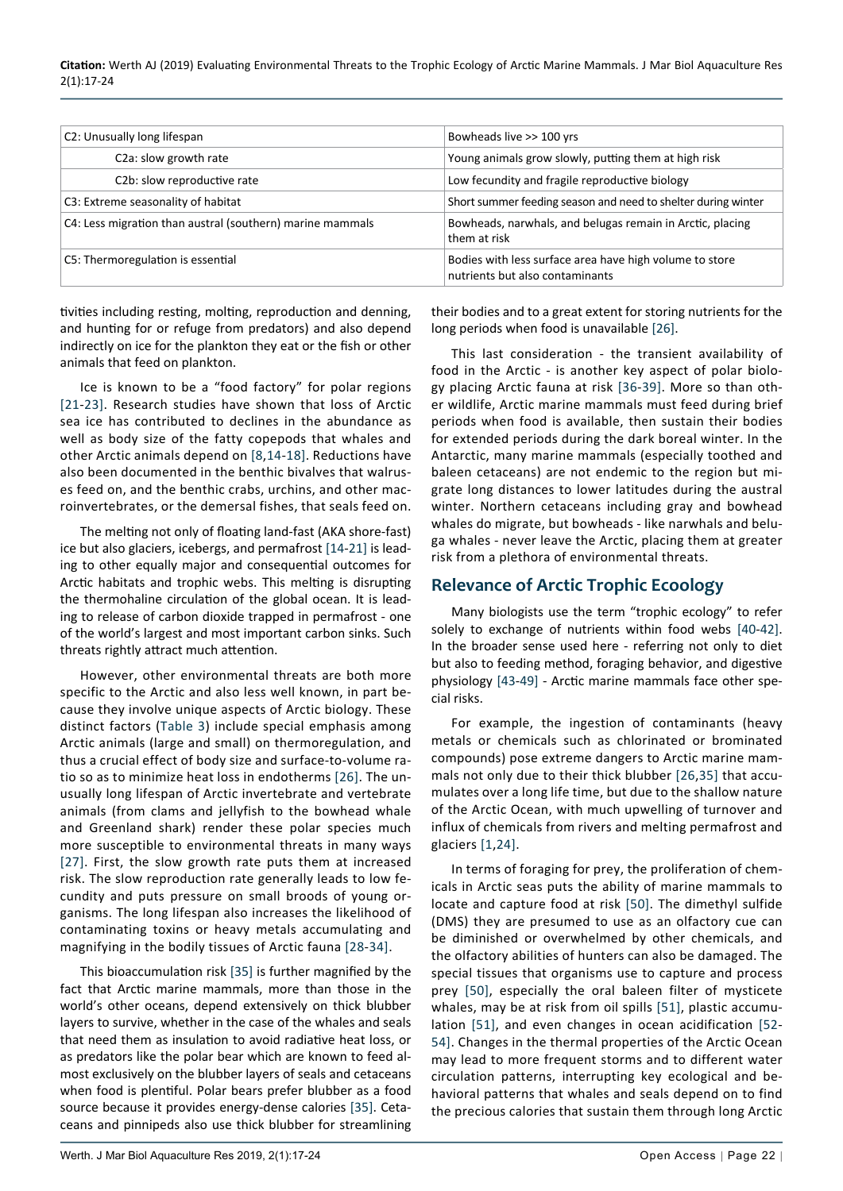| C2: Unusually long lifespan | Bowheads live >> 100 yrs |
|---|---|
| C2a: slow growth rate | Young animals grow slowly, putting them at high risk |
| C2b: slow reproductive rate | Low fecundity and fragile reproductive biology |
| C3: Extreme seasonality of habitat | Short summer feeding season and need to shelter during winter |
| C4: Less migration than austral (southern) marine mammals | Bowheads, narwhals, and belugas remain in Arctic, placing them at risk |
| C5: Thermoregulation is essential | Bodies with less surface area have high volume to store nutrients but also contaminants |

tivities including resting, molting, reproduction and denning, and hunting for or refuge from predators) and also depend indirectly on ice for the plankton they eat or the fish or other animals that feed on plankton.

Ice is known to be a "food factory" for polar regions [21-23]. Research studies have shown that loss of Arctic sea ice has contributed to declines in the abundance as well as body size of the fatty copepods that whales and other Arctic animals depend on [8,14-18]. Reductions have also been documented in the benthic bivalves that walruses feed on, and the benthic crabs, urchins, and other macroinvertebrates, or the demersal fishes, that seals feed on.

The melting not only of floating land-fast (AKA shore-fast) ice but also glaciers, icebergs, and permafrost [14-21] is leading to other equally major and consequential outcomes for Arctic habitats and trophic webs. This melting is disrupting the thermohaline circulation of the global ocean. It is leading to release of carbon dioxide trapped in permafrost - one of the world's largest and most important carbon sinks. Such threats rightly attract much attention.

However, other environmental threats are both more specific to the Arctic and also less well known, in part because they involve unique aspects of Arctic biology. These distinct factors (Table 3) include special emphasis among Arctic animals (large and small) on thermoregulation, and thus a crucial effect of body size and surface-to-volume ratio so as to minimize heat loss in endotherms [26]. The unusually long lifespan of Arctic invertebrate and vertebrate animals (from clams and jellyfish to the bowhead whale and Greenland shark) render these polar species much more susceptible to environmental threats in many ways [27]. First, the slow growth rate puts them at increased risk. The slow reproduction rate generally leads to low fecundity and puts pressure on small broods of young organisms. The long lifespan also increases the likelihood of contaminating toxins or heavy metals accumulating and magnifying in the bodily tissues of Arctic fauna [28-34].

This bioaccumulation risk [35] is further magnified by the fact that Arctic marine mammals, more than those in the world's other oceans, depend extensively on thick blubber layers to survive, whether in the case of the whales and seals that need them as insulation to avoid radiative heat loss, or as predators like the polar bear which are known to feed almost exclusively on the blubber layers of seals and cetaceans when food is plentiful. Polar bears prefer blubber as a food source because it provides energy-dense calories [35]. Cetaceans and pinnipeds also use thick blubber for streamlining their bodies and to a great extent for storing nutrients for the long periods when food is unavailable [26].

This last consideration - the transient availability of food in the Arctic - is another key aspect of polar biology placing Arctic fauna at risk [36-39]. More so than other wildlife, Arctic marine mammals must feed during brief periods when food is available, then sustain their bodies for extended periods during the dark boreal winter. In the Antarctic, many marine mammals (especially toothed and baleen cetaceans) are not endemic to the region but migrate long distances to lower latitudes during the austral winter. Northern cetaceans including gray and bowhead whales do migrate, but bowheads - like narwhals and beluga whales - never leave the Arctic, placing them at greater risk from a plethora of environmental threats.

## Relevance of Arctic Trophic Ecoology

Many biologists use the term "trophic ecology" to refer solely to exchange of nutrients within food webs [40-42]. In the broader sense used here - referring not only to diet but also to feeding method, foraging behavior, and digestive physiology [43-49] - Arctic marine mammals face other special risks.

For example, the ingestion of contaminants (heavy metals or chemicals such as chlorinated or brominated compounds) pose extreme dangers to Arctic marine mammals not only due to their thick blubber [26,35] that accumulates over a long life time, but due to the shallow nature of the Arctic Ocean, with much upwelling of turnover and influx of chemicals from rivers and melting permafrost and glaciers [1,24].

In terms of foraging for prey, the proliferation of chemicals in Arctic seas puts the ability of marine mammals to locate and capture food at risk [50]. The dimethyl sulfide (DMS) they are presumed to use as an olfactory cue can be diminished or overwhelmed by other chemicals, and the olfactory abilities of hunters can also be damaged. The special tissues that organisms use to capture and process prey [50], especially the oral baleen filter of mysticete whales, may be at risk from oil spills [51], plastic accumulation [51], and even changes in ocean acidification [52-54]. Changes in the thermal properties of the Arctic Ocean may lead to more frequent storms and to different water circulation patterns, interrupting key ecological and behavioral patterns that whales and seals depend on to find the precious calories that sustain them through long Arctic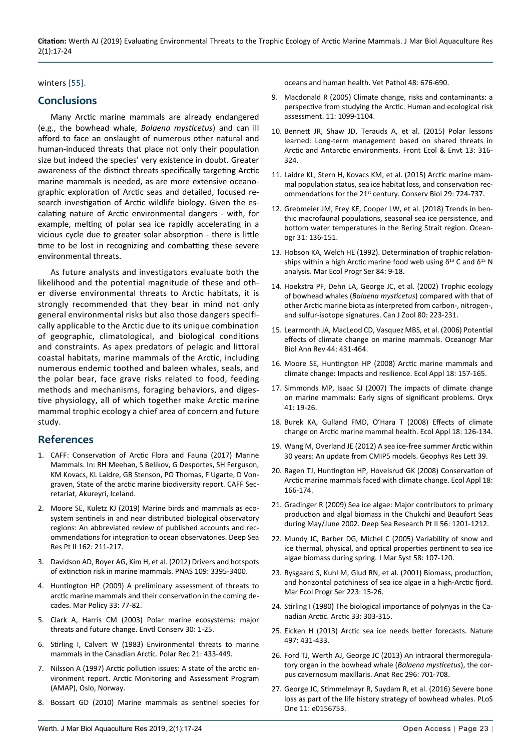winters [55].

## Conclusions

Many Arctic marine mammals are already endangered (e.g., the bowhead whale, *Balaena mysticetus*) and can ill afford to face an onslaught of numerous other natural and human-induced threats that place not only their population size but indeed the species' very existence in doubt. Greater awareness of the distinct threats specifically targeting Arctic marine mammals is needed, as are more extensive oceanographic exploration of Arctic seas and detailed, focused research investigation of Arctic wildlife biology. Given the escalating nature of Arctic environmental dangers - with, for example, melting of polar sea ice rapidly accelerating in a vicious cycle due to greater solar absorption - there is little time to be lost in recognizing and combatting these severe environmental threats.

As future analysts and investigators evaluate both the likelihood and the potential magnitude of these and other diverse environmental threats to Arctic habitats, it is strongly recommended that they bear in mind not only general environmental risks but also those dangers specifically applicable to the Arctic due to its unique combination of geographic, climatological, and biological conditions and constraints. As apex predators of pelagic and littoral coastal habitats, marine mammals of the Arctic, including numerous endemic toothed and baleen whales, seals, and the polar bear, face grave risks related to food, feeding methods and mechanisms, foraging behaviors, and digestive physiology, all of which together make Arctic marine mammal trophic ecology a chief area of concern and future study.

## References

1. CAFF: Conservation of Arctic Flora and Fauna (2017) Marine Mammals. In: RH Meehan, S Belikov, G Desportes, SH Ferguson, KM Kovacs, KL Laidre, GB Stenson, PO Thomas, F Ugarte, D Vongraven, State of the arctic marine biodiversity report. CAFF Secretariat, Akureyri, Iceland.
2. Moore SE, Kuletz KJ (2019) Marine birds and mammals as ecosystem sentinels in and near distributed biological observatory regions: An abbreviated review of published accounts and recommendations for integration to ocean observatories. Deep Sea Res Pt II 162: 211-217.
3. Davidson AD, Boyer AG, Kim H, et al. (2012) Drivers and hotspots of extinction risk in marine mammals. PNAS 109: 3395-3400.
4. Huntington HP (2009) A preliminary assessment of threats to arctic marine mammals and their conservation in the coming decades. Mar Policy 33: 77-82.
5. Clark A, Harris CM (2003) Polar marine ecosystems: major threats and future change. Envtl Conserv 30: 1-25.
6. Stirling I, Calvert W (1983) Environmental threats to marine mammals in the Canadian Arctic. Polar Rec 21: 433-449.
7. Nilsson A (1997) Arctic pollution issues: A state of the arctic environment report. Arctic Monitoring and Assessment Program (AMAP), Oslo, Norway.
8. Bossart GD (2010) Marine mammals as sentinel species for oceans and human health. Vet Pathol 48: 676-690.
9. Macdonald R (2005) Climate change, risks and contaminants: a perspective from studying the Arctic. Human and ecological risk assessment. 11: 1099-1104.
10. Bennett JR, Shaw JD, Terauds A, et al. (2015) Polar lessons learned: Long-term management based on shared threats in Arctic and Antarctic environments. Front Ecol & Envt 13: 316-324.
11. Laidre KL, Stern H, Kovacs KM, et al. (2015) Arctic marine mammal population status, sea ice habitat loss, and conservation recommendations for the 21st century. Conserv Biol 29: 724-737.
12. Grebmeier JM, Frey KE, Cooper LW, et al. (2018) Trends in benthic macrofaunal populations, seasonal sea ice persistence, and bottom water temperatures in the Bering Strait region. Oceanogr 31: 136-151.
13. Hobson KA, Welch HE (1992). Determination of trophic relationships within a high Arctic marine food web using $\delta^{13}$ C and $\delta^{15}$ N analysis. Mar Ecol Progr Ser 84: 9-18.
14. Hoekstra PF, Dehn LA, George JC, et al. (2002) Trophic ecology of bowhead whales (*Balaena mysticetus*) compared with that of other Arctic marine biota as interpreted from carbon-, nitrogen-, and sulfur-isotope signatures. Can J Zool 80: 223-231.
15. Learmonth JA, MacLeod CD, Vasquez MBS, et al. (2006) Potential effects of climate change on marine mammals. Oceanogr Mar Biol Ann Rev 44: 431-464.
16. Moore SE, Huntington HP (2008) Arctic marine mammals and climate change: Impacts and resilience. Ecol Appl 18: 157-165.
17. Simmonds MP, Isaac SJ (2007) The impacts of climate change on marine mammals: Early signs of significant problems. Oryx 41: 19-26.
18. Burek KA, Gulland FMD, O'Hara T (2008) Effects of climate change on Arctic marine mammal health. Ecol Appl 18: 126-134.
19. Wang M, Overland JE (2012) A sea ice-free summer Arctic within 30 years: An update from CMIP5 models. Geophys Res Lett 39.
20. Ragen TJ, Huntington HP, Hovelsrud GK (2008) Conservation of Arctic marine mammals faced with climate change. Ecol Appl 18: 166-174.
21. Gradinger R (2009) Sea ice algae: Major contributors to primary production and algal biomass in the Chukchi and Beaufort Seas during May/June 2002. Deep Sea Research Pt II 56: 1201-1212.
22. Mundy JC, Barber DG, Michel C (2005) Variability of snow and ice thermal, physical, and optical properties pertinent to sea ice algae biomass during spring. J Mar Syst 58: 107-120.
23. Rysgaard S, Kuhl M, Glud RN, et al. (2001) Biomass, production, and horizontal patchiness of sea ice algae in a high-Arctic fjord. Mar Ecol Progr Ser 223: 15-26.
24. Stirling I (1980) The biological importance of polynyas in the Canadian Arctic. Arctic 33: 303-315.
25. Eicken H (2013) Arctic sea ice needs better forecasts. Nature 497: 431-433.
26. Ford TJ, Werth AJ, George JC (2013) An intraoral thermoregulatory organ in the bowhead whale (*Balaena mysticetus*), the corpus cavernosum maxillaris. Anat Rec 296: 701-708.
27. George JC, Stimmelmayr R, Suydam R, et al. (2016) Severe bone loss as part of the life history strategy of bowhead whales. PLoS One 11: e0156753.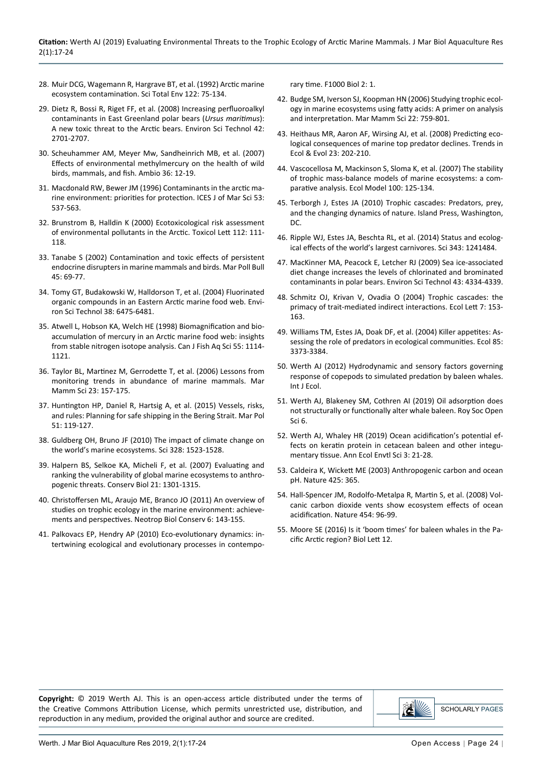28. Muir DCG, Wagemann R, Hargrave BT, et al. (1992) Arctic marine ecosystem contamination. Sci Total Env 122: 75-134.

29. Dietz R, Bossi R, Riget FF, et al. (2008) Increasing perfluoroalkyl contaminants in East Greenland polar bears (*Ursus maritimus*): A new toxic threat to the Arctic bears. Environ Sci Technol 42: 2701-2707.

30. Scheuhammer AM, Meyer Mw, Sandheinrich MB, et al. (2007) Effects of environmental methylmercury on the health of wild birds, mammals, and fish. Ambio 36: 12-19.

31. Macdonald RW, Bewer JM (1996) Contaminants in the arctic marine environment: priorities for protection. ICES J of Mar Sci 53: 537-563.

32. Brunstrom B, Halldin K (2000) Ecotoxicological risk assessment of environmental pollutants in the Arctic. Toxicol Lett 112: 111-118.

33. Tanabe S (2002) Contamination and toxic effects of persistent endocrine disrupters in marine mammals and birds. Mar Poll Bull 45: 69-77.

34. Tomy GT, Budakowski W, Halldorson T, et al. (2004) Fluorinated organic compounds in an Eastern Arctic marine food web. Environ Sci Technol 38: 6475-6481.

35. Atwell L, Hobson KA, Welch HE (1998) Biomagnification and bioaccumulation of mercury in an Arctic marine food web: insights from stable nitrogen isotope analysis. Can J Fish Aq Sci 55: 1114-1121.

36. Taylor BL, Martinez M, Gerrodette T, et al. (2006) Lessons from monitoring trends in abundance of marine mammals. Mar Mamm Sci 23: 157-175.

37. Huntington HP, Daniel R, Hartsig A, et al. (2015) Vessels, risks, and rules: Planning for safe shipping in the Bering Strait. Mar Pol 51: 119-127.

38. Guldberg OH, Bruno JF (2010) The impact of climate change on the world's marine ecosystems. Sci 328: 1523-1528.

39. Halpern BS, Selkoe KA, Micheli F, et al. (2007) Evaluating and ranking the vulnerability of global marine ecosystems to anthropogenic threats. Conserv Biol 21: 1301-1315.

40. Christoffersen ML, Araujo ME, Branco JO (2011) An overview of studies on trophic ecology in the marine environment: achievements and perspectives. Neotrop Biol Conserv 6: 143-155.

41. Palkovacs EP, Hendry AP (2010) Eco-evolutionary dynamics: intertwining ecological and evolutionary processes in contemporary time. F1000 Biol 2: 1.

42. Budge SM, Iverson SJ, Koopman HN (2006) Studying trophic ecology in marine ecosystems using fatty acids: A primer on analysis and interpretation. Mar Mamm Sci 22: 759-801.

43. Heithaus MR, Aaron AF, Wirsing AJ, et al. (2008) Predicting ecological consequences of marine top predator declines. Trends in Ecol & Evol 23: 202-210.

44. Vascocellosa M, Mackinson S, Sloma K, et al. (2007) The stability of trophic mass-balance models of marine ecosystems: a comparative analysis. Ecol Model 100: 125-134.

45. Terborgh J, Estes JA (2010) Trophic cascades: Predators, prey, and the changing dynamics of nature. Island Press, Washington, DC.

46. Ripple WJ, Estes JA, Beschta RL, et al. (2014) Status and ecological effects of the world's largest carnivores. Sci 343: 1241484.

47. MacKinner MA, Peacock E, Letcher RJ (2009) Sea ice-associated diet change increases the levels of chlorinated and brominated contaminants in polar bears. Environ Sci Technol 43: 4334-4339.

48. Schmitz OJ, Krivan V, Ovadia O (2004) Trophic cascades: the primacy of trait-mediated indirect interactions. Ecol Lett 7: 153-163.

49. Williams TM, Estes JA, Doak DF, et al. (2004) Killer appetites: Assessing the role of predators in ecological communities. Ecol 85: 3373-3384.

50. Werth AJ (2012) Hydrodynamic and sensory factors governing response of copepods to simulated predation by baleen whales. Int J Ecol.

51. Werth AJ, Blakeney SM, Cothren AI (2019) Oil adsorption does not structurally or functionally alter whale baleen. Roy Soc Open Sci 6.

52. Werth AJ, Whaley HR (2019) Ocean acidification's potential effects on keratin protein in cetacean baleen and other integumentary tissue. Ann Ecol Envtl Sci 3: 21-28.

53. Caldeira K, Wickett ME (2003) Anthropogenic carbon and ocean pH. Nature 425: 365.

54. Hall-Spencer JM, Rodolfo-Metalpa R, Martin S, et al. (2008) Volcanic carbon dioxide vents show ecosystem effects of ocean acidification. Nature 454: 96-99.

55. Moore SE (2016) Is it 'boom times' for baleen whales in the Pacific Arctic region? Biol Lett 12.

**Copyright:** © 2019 Werth AJ. This is an open-access article distributed under the terms of the Creative Commons Attribution License, which permits unrestricted use, distribution, and reproduction in any medium, provided the original author and source are credited.